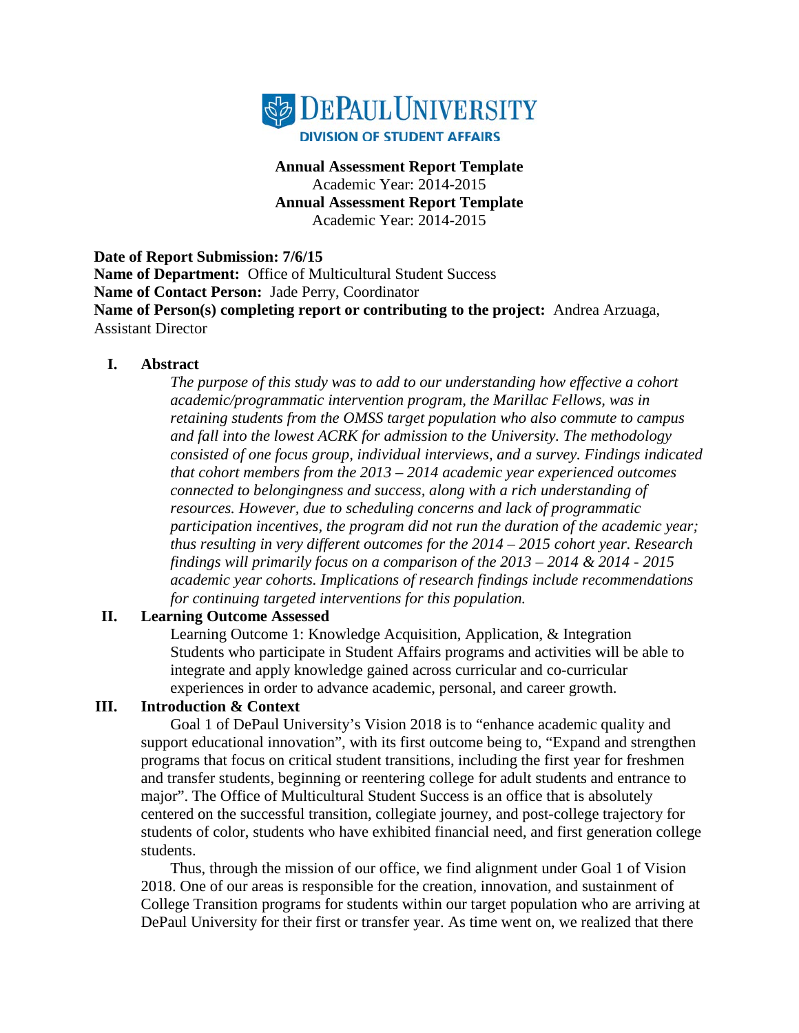DePaul University
Division of Student Affairs

**Annual Assessment Report Template**
Academic Year: 2014-2015
**Annual Assessment Report Template**
Academic Year: 2014-2015

**Date of Report Submission: 7/6/15**
**Name of Department:** Office of Multicultural Student Success
**Name of Contact Person:** Jade Perry, Coordinator
**Name of Person(s) completing report or contributing to the project:** Andrea Arzuaga, Assistant Director

## I. Abstract

*The purpose of this study was to add to our understanding how effective a cohort academic/programmatic intervention program, the Marillac Fellows, was in retaining students from the OMSS target population who also commute to campus and fall into the lowest ACRK for admission to the University. The methodology consisted of one focus group, individual interviews, and a survey. Findings indicated that cohort members from the 2013 – 2014 academic year experienced outcomes connected to belongingness and success, along with a rich understanding of resources. However, due to scheduling concerns and lack of programmatic participation incentives, the program did not run the duration of the academic year; thus resulting in very different outcomes for the 2014 – 2015 cohort year. Research findings will primarily focus on a comparison of the 2013 – 2014 & 2014 - 2015 academic year cohorts. Implications of research findings include recommendations for continuing targeted interventions for this population.*

## II. Learning Outcome Assessed

Learning Outcome 1: Knowledge Acquisition, Application, & Integration
Students who participate in Student Affairs programs and activities will be able to integrate and apply knowledge gained across curricular and co-curricular experiences in order to advance academic, personal, and career growth.

## III. Introduction & Context

Goal 1 of DePaul University's Vision 2018 is to "enhance academic quality and support educational innovation", with its first outcome being to, "Expand and strengthen programs that focus on critical student transitions, including the first year for freshmen and transfer students, beginning or reentering college for adult students and entrance to major". The Office of Multicultural Student Success is an office that is absolutely centered on the successful transition, collegiate journey, and post-college trajectory for students of color, students who have exhibited financial need, and first generation college students.

Thus, through the mission of our office, we find alignment under Goal 1 of Vision 2018. One of our areas is responsible for the creation, innovation, and sustainment of College Transition programs for students within our target population who are arriving at DePaul University for their first or transfer year. As time went on, we realized that there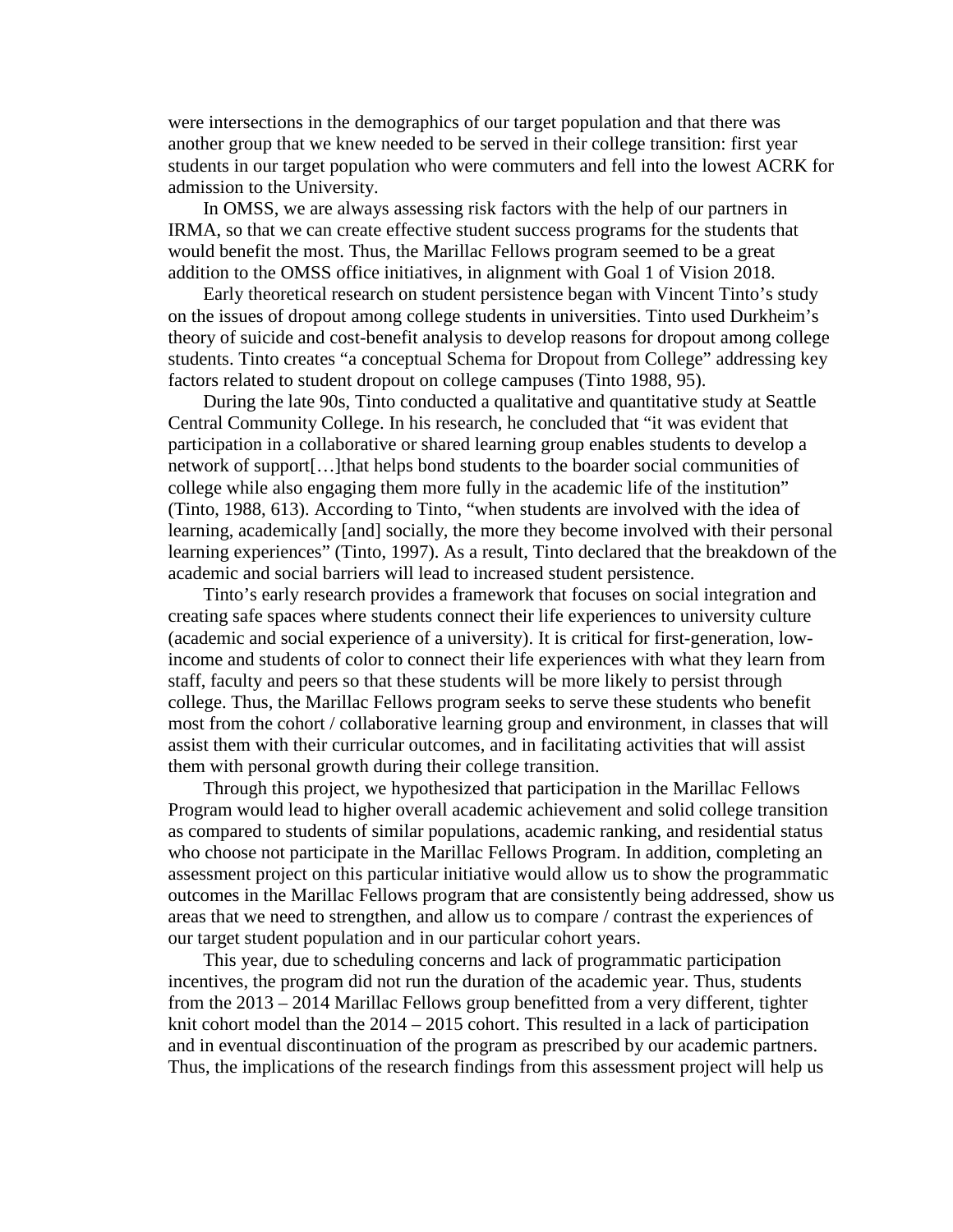were intersections in the demographics of our target population and that there was another group that we knew needed to be served in their college transition: first year students in our target population who were commuters and fell into the lowest ACRK for admission to the University.

In OMSS, we are always assessing risk factors with the help of our partners in IRMA, so that we can create effective student success programs for the students that would benefit the most. Thus, the Marillac Fellows program seemed to be a great addition to the OMSS office initiatives, in alignment with Goal 1 of Vision 2018.

Early theoretical research on student persistence began with Vincent Tinto's study on the issues of dropout among college students in universities. Tinto used Durkheim's theory of suicide and cost-benefit analysis to develop reasons for dropout among college students. Tinto creates "a conceptual Schema for Dropout from College" addressing key factors related to student dropout on college campuses (Tinto 1988, 95).

During the late 90s, Tinto conducted a qualitative and quantitative study at Seattle Central Community College. In his research, he concluded that "it was evident that participation in a collaborative or shared learning group enables students to develop a network of support[…]that helps bond students to the boarder social communities of college while also engaging them more fully in the academic life of the institution" (Tinto, 1988, 613). According to Tinto, "when students are involved with the idea of learning, academically [and] socially, the more they become involved with their personal learning experiences" (Tinto, 1997). As a result, Tinto declared that the breakdown of the academic and social barriers will lead to increased student persistence.

Tinto's early research provides a framework that focuses on social integration and creating safe spaces where students connect their life experiences to university culture (academic and social experience of a university). It is critical for first-generation, low-income and students of color to connect their life experiences with what they learn from staff, faculty and peers so that these students will be more likely to persist through college. Thus, the Marillac Fellows program seeks to serve these students who benefit most from the cohort / collaborative learning group and environment, in classes that will assist them with their curricular outcomes, and in facilitating activities that will assist them with personal growth during their college transition.

Through this project, we hypothesized that participation in the Marillac Fellows Program would lead to higher overall academic achievement and solid college transition as compared to students of similar populations, academic ranking, and residential status who choose not participate in the Marillac Fellows Program. In addition, completing an assessment project on this particular initiative would allow us to show the programmatic outcomes in the Marillac Fellows program that are consistently being addressed, show us areas that we need to strengthen, and allow us to compare / contrast the experiences of our target student population and in our particular cohort years.

This year, due to scheduling concerns and lack of programmatic participation incentives, the program did not run the duration of the academic year. Thus, students from the 2013 – 2014 Marillac Fellows group benefitted from a very different, tighter knit cohort model than the 2014 – 2015 cohort. This resulted in a lack of participation and in eventual discontinuation of the program as prescribed by our academic partners. Thus, the implications of the research findings from this assessment project will help us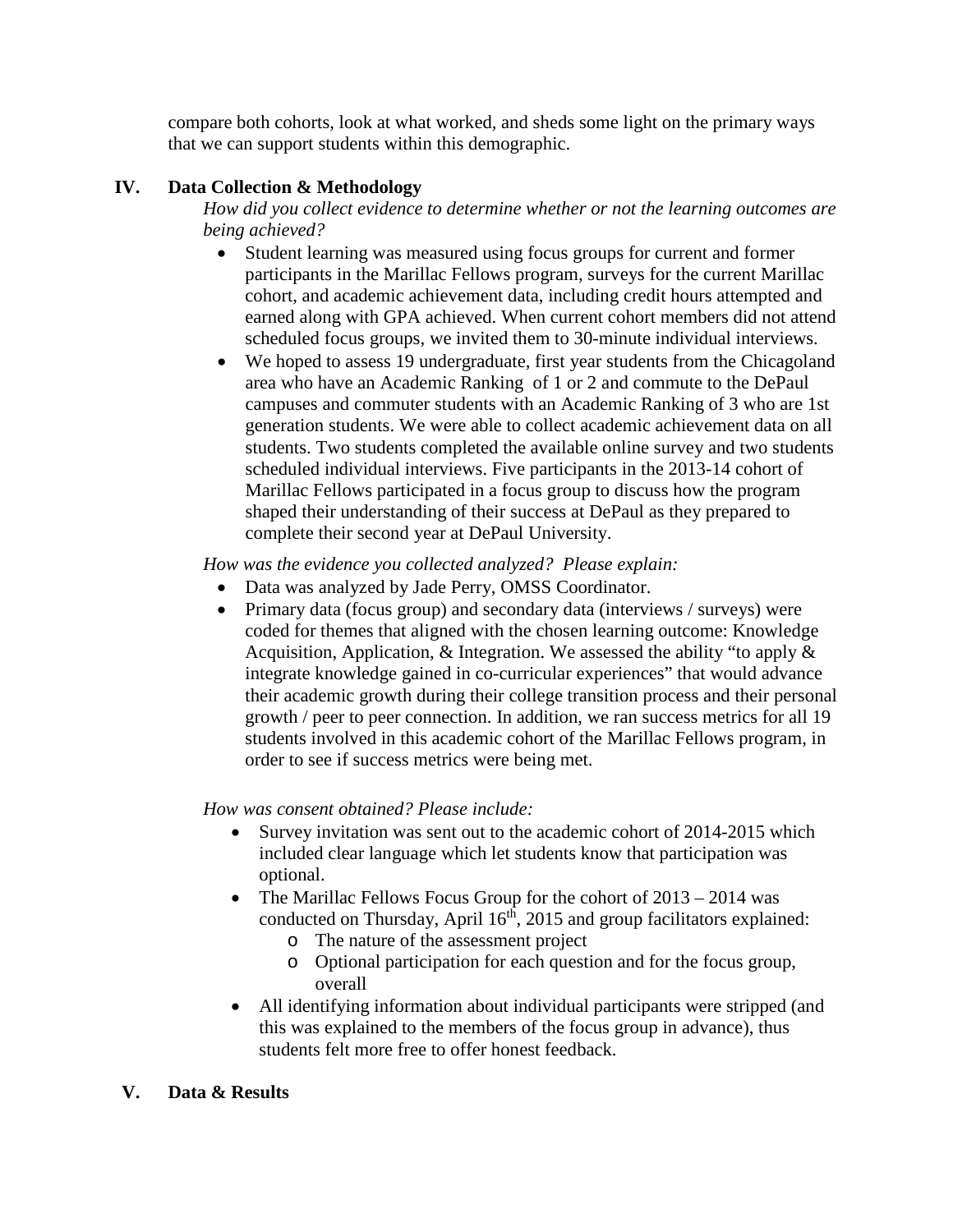compare both cohorts, look at what worked, and sheds some light on the primary ways that we can support students within this demographic.

## IV. Data Collection & Methodology

*How did you collect evidence to determine whether or not the learning outcomes are being achieved?*

- Student learning was measured using focus groups for current and former participants in the Marillac Fellows program, surveys for the current Marillac cohort, and academic achievement data, including credit hours attempted and earned along with GPA achieved. When current cohort members did not attend scheduled focus groups, we invited them to 30-minute individual interviews.
- We hoped to assess 19 undergraduate, first year students from the Chicagoland area who have an Academic Ranking of 1 or 2 and commute to the DePaul campuses and commuter students with an Academic Ranking of 3 who are 1st generation students. We were able to collect academic achievement data on all students. Two students completed the available online survey and two students scheduled individual interviews. Five participants in the 2013-14 cohort of Marillac Fellows participated in a focus group to discuss how the program shaped their understanding of their success at DePaul as they prepared to complete their second year at DePaul University.

*How was the evidence you collected analyzed? Please explain:*

- Data was analyzed by Jade Perry, OMSS Coordinator.
- Primary data (focus group) and secondary data (interviews / surveys) were coded for themes that aligned with the chosen learning outcome: Knowledge Acquisition, Application, & Integration. We assessed the ability "to apply & integrate knowledge gained in co-curricular experiences" that would advance their academic growth during their college transition process and their personal growth / peer to peer connection. In addition, we ran success metrics for all 19 students involved in this academic cohort of the Marillac Fellows program, in order to see if success metrics were being met.

*How was consent obtained? Please include:*

- Survey invitation was sent out to the academic cohort of 2014-2015 which included clear language which let students know that participation was optional.
- The Marillac Fellows Focus Group for the cohort of 2013 – 2014 was conducted on Thursday, April 16th, 2015 and group facilitators explained:
  - The nature of the assessment project
  - Optional participation for each question and for the focus group, overall
- All identifying information about individual participants were stripped (and this was explained to the members of the focus group in advance), thus students felt more free to offer honest feedback.

## V. Data & Results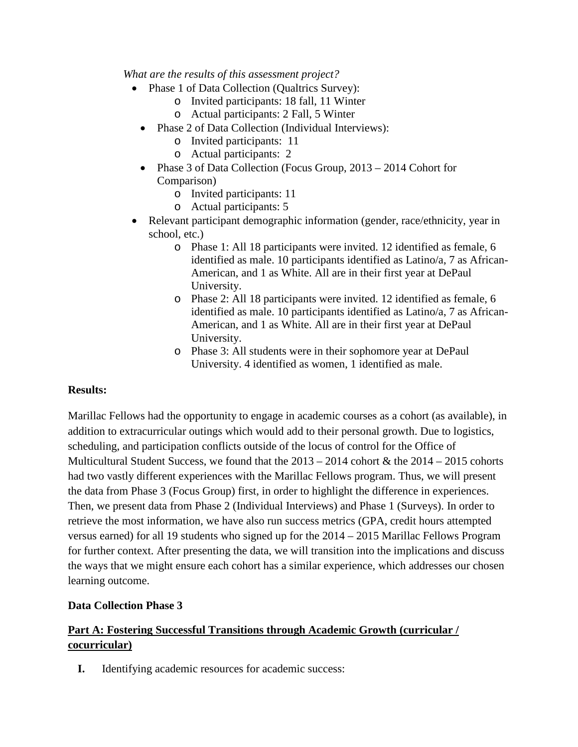*What are the results of this assessment project?*

- Phase 1 of Data Collection (Qualtrics Survey):
  - Invited participants: 18 fall, 11 Winter
  - Actual participants: 2 Fall, 5 Winter
- Phase 2 of Data Collection (Individual Interviews):
  - Invited participants: 11
  - Actual participants: 2
- Phase 3 of Data Collection (Focus Group, 2013 – 2014 Cohort for Comparison)
  - Invited participants: 11
  - Actual participants: 5
- Relevant participant demographic information (gender, race/ethnicity, year in school, etc.)
  - Phase 1: All 18 participants were invited. 12 identified as female, 6 identified as male. 10 participants identified as Latino/a, 7 as African-American, and 1 as White. All are in their first year at DePaul University.
  - Phase 2: All 18 participants were invited. 12 identified as female, 6 identified as male. 10 participants identified as Latino/a, 7 as African-American, and 1 as White. All are in their first year at DePaul University.
  - Phase 3: All students were in their sophomore year at DePaul University. 4 identified as women, 1 identified as male.

**Results:**

Marillac Fellows had the opportunity to engage in academic courses as a cohort (as available), in addition to extracurricular outings which would add to their personal growth. Due to logistics, scheduling, and participation conflicts outside of the locus of control for the Office of Multicultural Student Success, we found that the 2013 – 2014 cohort & the 2014 – 2015 cohorts had two vastly different experiences with the Marillac Fellows program. Thus, we will present the data from Phase 3 (Focus Group) first, in order to highlight the difference in experiences. Then, we present data from Phase 2 (Individual Interviews) and Phase 1 (Surveys). In order to retrieve the most information, we have also run success metrics (GPA, credit hours attempted versus earned) for all 19 students who signed up for the 2014 – 2015 Marillac Fellows Program for further context. After presenting the data, we will transition into the implications and discuss the ways that we might ensure each cohort has a similar experience, which addresses our chosen learning outcome.

**Data Collection Phase 3**

**Part A: Fostering Successful Transitions through Academic Growth (curricular / cocurricular)**

**I.** Identifying academic resources for academic success: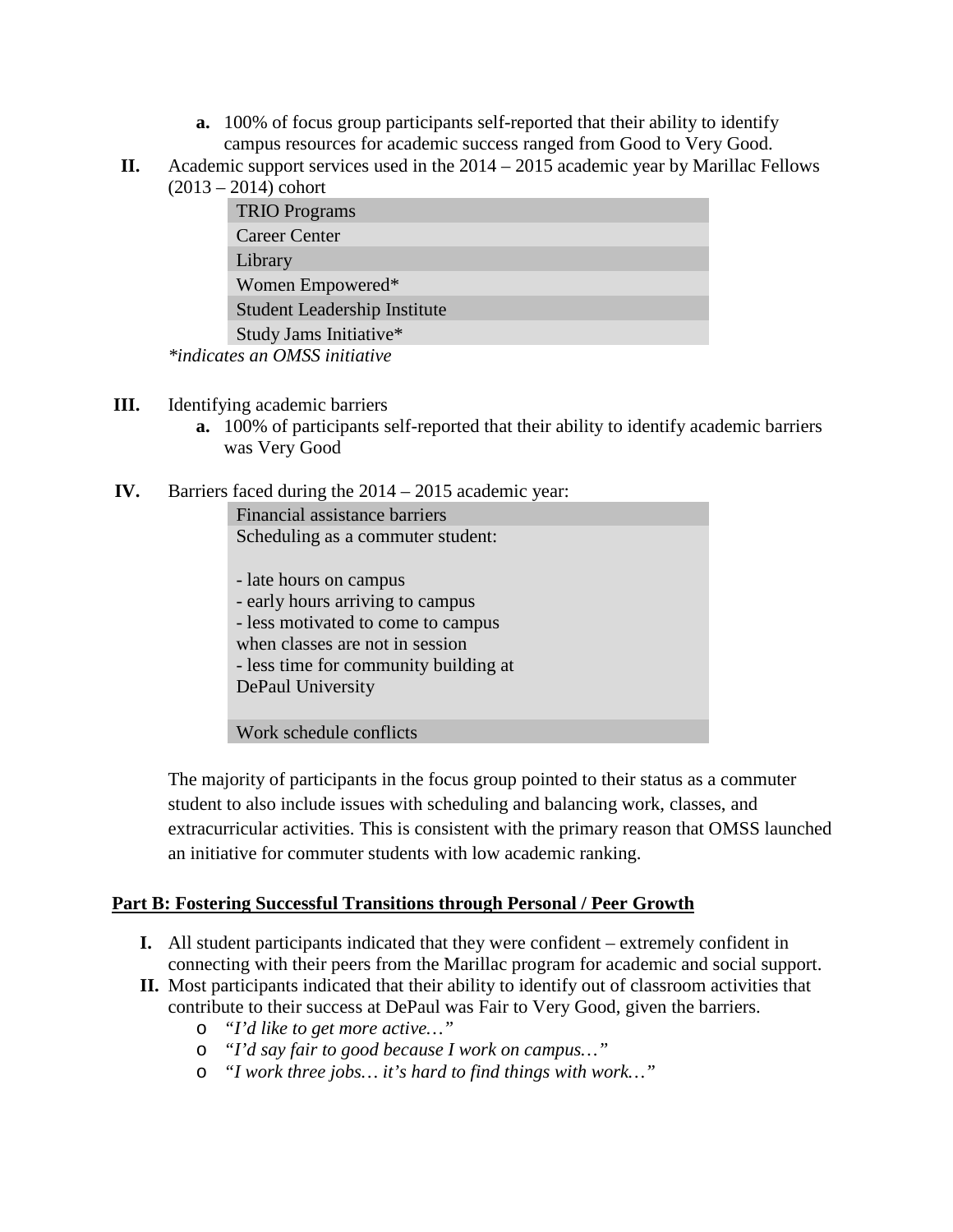a. 100% of focus group participants self-reported that their ability to identify campus resources for academic success ranged from Good to Very Good.

II. Academic support services used in the 2014 – 2015 academic year by Marillac Fellows (2013 – 2014) cohort

| TRIO Programs |
|---|
| Career Center |
| Library |
| Women Empowered* |
| Student Leadership Institute |
| Study Jams Initiative* |

*\*indicates an OMSS initiative*

III. Identifying academic barriers
   a. 100% of participants self-reported that their ability to identify academic barriers was Very Good

IV. Barriers faced during the 2014 – 2015 academic year:

| Financial assistance barriers |
|---|
| Scheduling as a commuter student:<br><br>- late hours on campus<br>- early hours arriving to campus<br>- less motivated to come to campus when classes are not in session<br>- less time for community building at DePaul University |
| Work schedule conflicts |

The majority of participants in the focus group pointed to their status as a commuter student to also include issues with scheduling and balancing work, classes, and extracurricular activities. This is consistent with the primary reason that OMSS launched an initiative for commuter students with low academic ranking.

**Part B: Fostering Successful Transitions through Personal / Peer Growth**

I. All student participants indicated that they were confident – extremely confident in connecting with their peers from the Marillac program for academic and social support.

II. Most participants indicated that their ability to identify out of classroom activities that contribute to their success at DePaul was Fair to Very Good, given the barriers.
   - *"I'd like to get more active…"*
   - *"I'd say fair to good because I work on campus…"*
   - *"I work three jobs… it's hard to find things with work…"*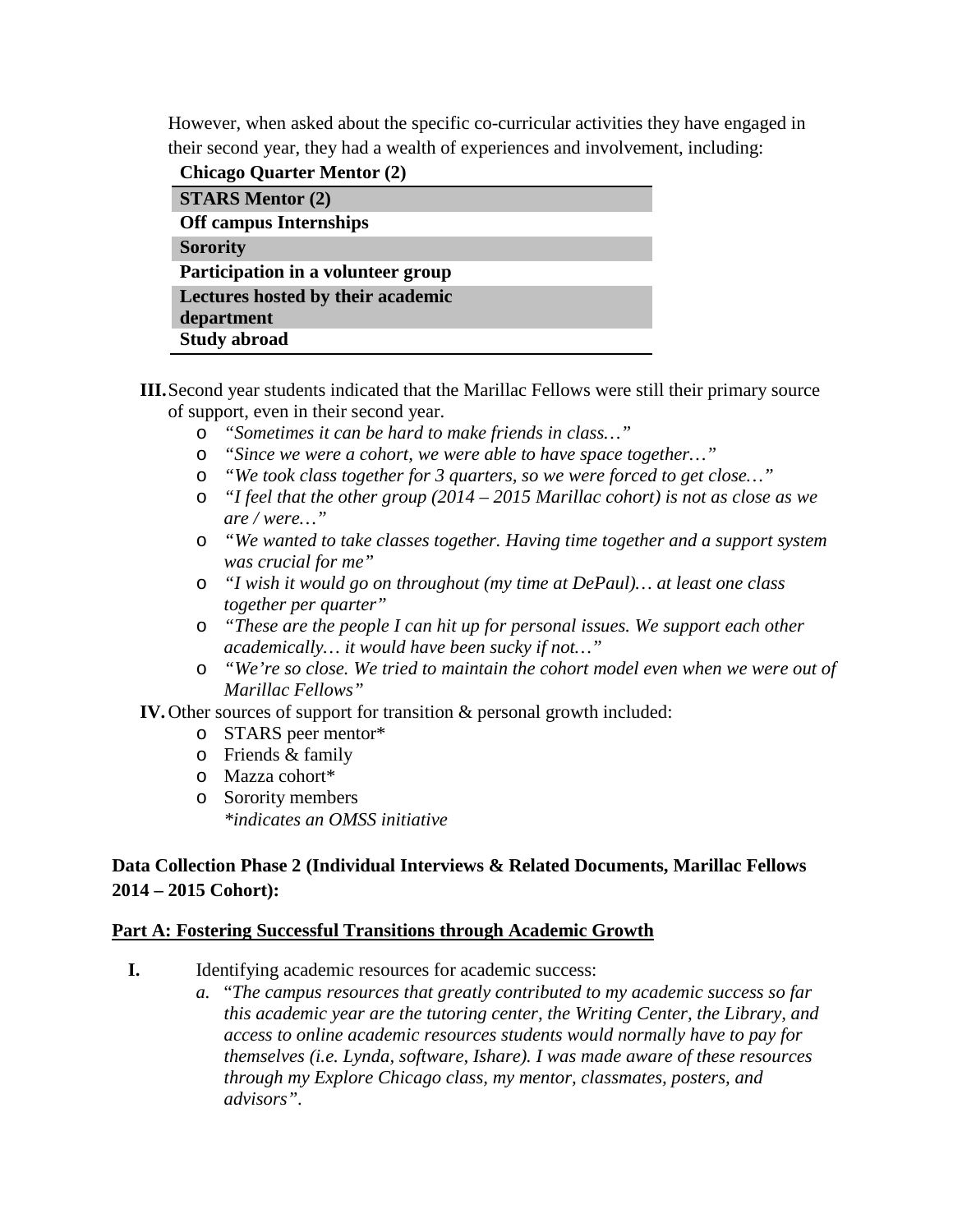However, when asked about the specific co-curricular activities they have engaged in their second year, they had a wealth of experiences and involvement, including:

| Chicago Quarter Mentor (2) |
|---|
| STARS Mentor (2) |
| Off campus Internships |
| Sorority |
| Participation in a volunteer group |
| Lectures hosted by their academic department |
| Study abroad |

**III.** Second year students indicated that the Marillac Fellows were still their primary source of support, even in their second year.

- *"Sometimes it can be hard to make friends in class…"*
- *"Since we were a cohort, we were able to have space together…"*
- *"We took class together for 3 quarters, so we were forced to get close…"*
- *"I feel that the other group (2014 – 2015 Marillac cohort) is not as close as we are / were…"*
- *"We wanted to take classes together. Having time together and a support system was crucial for me"*
- *"I wish it would go on throughout (my time at DePaul)… at least one class together per quarter"*
- *"These are the people I can hit up for personal issues. We support each other academically… it would have been sucky if not…"*
- *"We're so close. We tried to maintain the cohort model even when we were out of Marillac Fellows"*

**IV.** Other sources of support for transition & personal growth included:

- STARS peer mentor*
- Friends & family
- Mazza cohort*
- Sorority members

*\*indicates an OMSS initiative*

**Data Collection Phase 2 (Individual Interviews & Related Documents, Marillac Fellows 2014 – 2015 Cohort):**

**Part A: Fostering Successful Transitions through Academic Growth**

**I.** Identifying academic resources for academic success:

a. "*The campus resources that greatly contributed to my academic success so far this academic year are the tutoring center, the Writing Center, the Library, and access to online academic resources students would normally have to pay for themselves (i.e. Lynda, software, Ishare). I was made aware of these resources through my Explore Chicago class, my mentor, classmates, posters, and advisors".*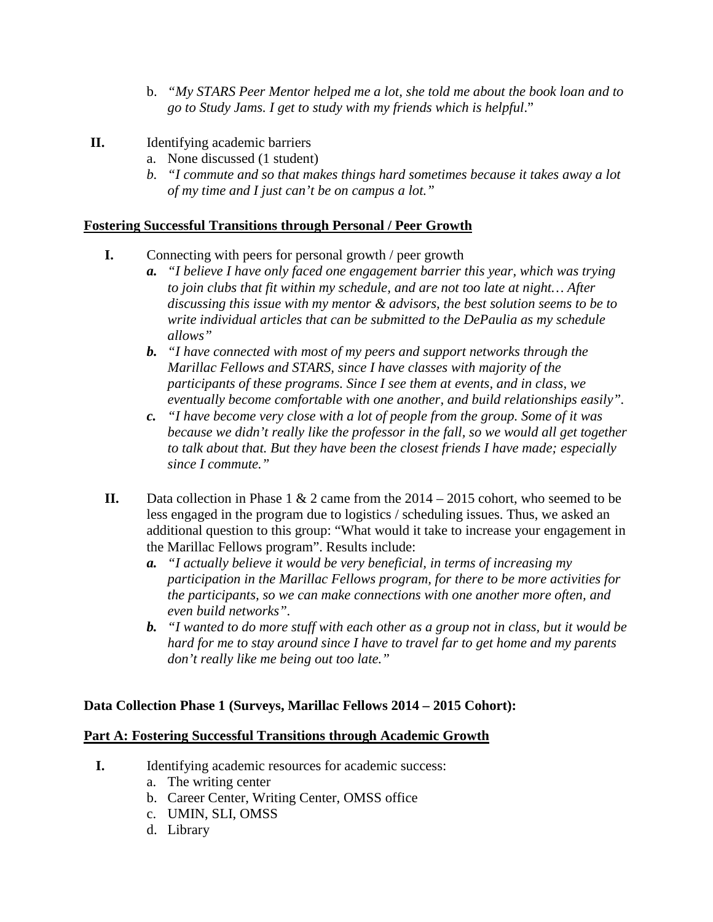b. *"My STARS Peer Mentor helped me a lot, she told me about the book loan and to go to Study Jams. I get to study with my friends which is helpful*."

**II.** Identifying academic barriers

a. None discussed (1 student)

b. *"I commute and so that makes things hard sometimes because it takes away a lot of my time and I just can't be on campus a lot."*

**Fostering Successful Transitions through Personal / Peer Growth**

**I.** Connecting with peers for personal growth / peer growth

***a.*** *"I believe I have only faced one engagement barrier this year, which was trying to join clubs that fit within my schedule, and are not too late at night… After discussing this issue with my mentor & advisors, the best solution seems to be to write individual articles that can be submitted to the DePaulia as my schedule allows"*

***b.*** *"I have connected with most of my peers and support networks through the Marillac Fellows and STARS, since I have classes with majority of the participants of these programs. Since I see them at events, and in class, we eventually become comfortable with one another, and build relationships easily".*

***c.*** *"I have become very close with a lot of people from the group. Some of it was because we didn't really like the professor in the fall, so we would all get together to talk about that. But they have been the closest friends I have made; especially since I commute."*

**II.** Data collection in Phase 1 & 2 came from the 2014 – 2015 cohort, who seemed to be less engaged in the program due to logistics / scheduling issues. Thus, we asked an additional question to this group: "What would it take to increase your engagement in the Marillac Fellows program". Results include:

***a.*** *"I actually believe it would be very beneficial, in terms of increasing my participation in the Marillac Fellows program, for there to be more activities for the participants, so we can make connections with one another more often, and even build networks".*

***b.*** *"I wanted to do more stuff with each other as a group not in class, but it would be hard for me to stay around since I have to travel far to get home and my parents don't really like me being out too late."*

**Data Collection Phase 1 (Surveys, Marillac Fellows 2014 – 2015 Cohort):**

**Part A: Fostering Successful Transitions through Academic Growth**

**I.** Identifying academic resources for academic success:

a. The writing center

b. Career Center, Writing Center, OMSS office

c. UMIN, SLI, OMSS

d. Library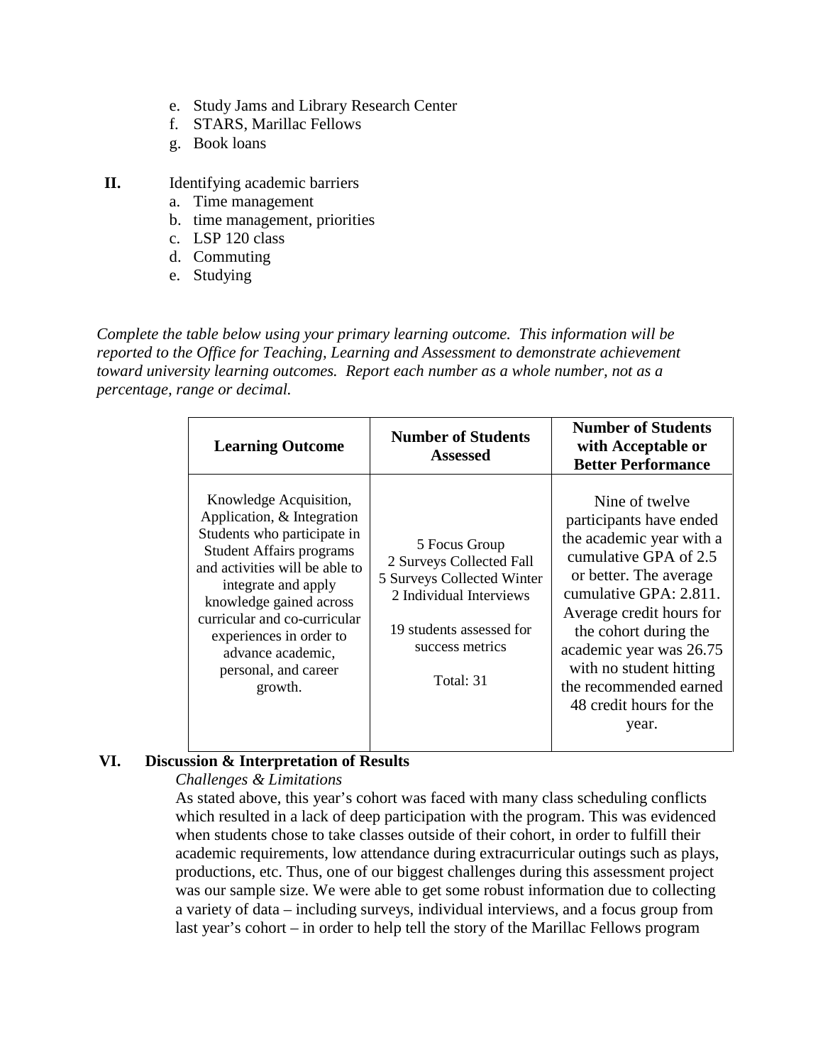e. Study Jams and Library Research Center
f. STARS, Marillac Fellows
g. Book loans

**II.** Identifying academic barriers

a. Time management
b. time management, priorities
c. LSP 120 class
d. Commuting
e. Studying

*Complete the table below using your primary learning outcome. This information will be reported to the Office for Teaching, Learning and Assessment to demonstrate achievement toward university learning outcomes. Report each number as a whole number, not as a percentage, range or decimal.*

| Learning Outcome | Number of Students Assessed | Number of Students with Acceptable or Better Performance |
|---|---|---|
| Knowledge Acquisition, Application, & Integration Students who participate in Student Affairs programs and activities will be able to integrate and apply knowledge gained across curricular and co-curricular experiences in order to advance academic, personal, and career growth. | 5 Focus Group<br>2 Surveys Collected Fall<br>5 Surveys Collected Winter<br>2 Individual Interviews<br><br>19 students assessed for success metrics<br><br>Total: 31 | Nine of twelve participants have ended the academic year with a cumulative GPA of 2.5 or better. The average cumulative GPA: 2.811. Average credit hours for the cohort during the academic year was 26.75 with no student hitting the recommended earned 48 credit hours for the year. |

## VI. Discussion & Interpretation of Results

*Challenges & Limitations*

As stated above, this year's cohort was faced with many class scheduling conflicts which resulted in a lack of deep participation with the program. This was evidenced when students chose to take classes outside of their cohort, in order to fulfill their academic requirements, low attendance during extracurricular outings such as plays, productions, etc. Thus, one of our biggest challenges during this assessment project was our sample size. We were able to get some robust information due to collecting a variety of data – including surveys, individual interviews, and a focus group from last year's cohort – in order to help tell the story of the Marillac Fellows program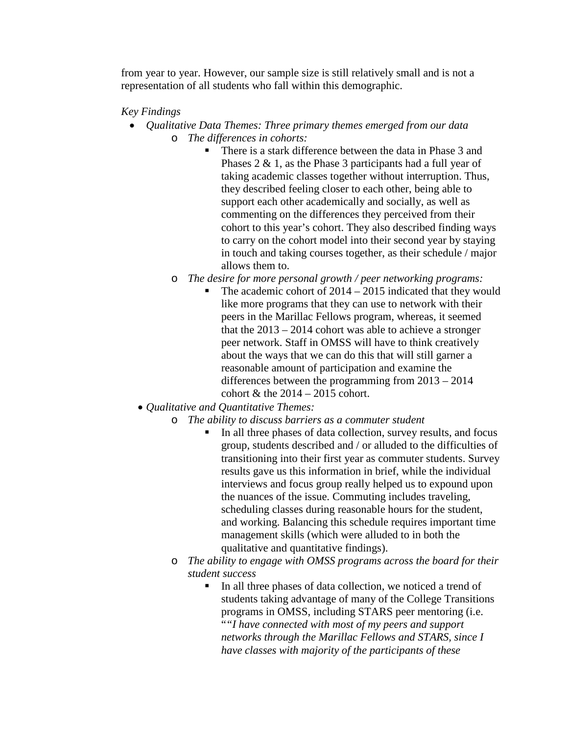from year to year. However, our sample size is still relatively small and is not a representation of all students who fall within this demographic.

*Key Findings*

- *Qualitative Data Themes: Three primary themes emerged from our data*
  - *The differences in cohorts:*
    - There is a stark difference between the data in Phase 3 and Phases 2 & 1, as the Phase 3 participants had a full year of taking academic classes together without interruption. Thus, they described feeling closer to each other, being able to support each other academically and socially, as well as commenting on the differences they perceived from their cohort to this year's cohort. They also described finding ways to carry on the cohort model into their second year by staying in touch and taking courses together, as their schedule / major allows them to.
  - *The desire for more personal growth / peer networking programs:*
    - The academic cohort of 2014 – 2015 indicated that they would like more programs that they can use to network with their peers in the Marillac Fellows program, whereas, it seemed that the 2013 – 2014 cohort was able to achieve a stronger peer network. Staff in OMSS will have to think creatively about the ways that we can do this that will still garner a reasonable amount of participation and examine the differences between the programming from 2013 – 2014 cohort & the 2014 – 2015 cohort.
- *Qualitative and Quantitative Themes:*
  - *The ability to discuss barriers as a commuter student*
    - In all three phases of data collection, survey results, and focus group, students described and / or alluded to the difficulties of transitioning into their first year as commuter students. Survey results gave us this information in brief, while the individual interviews and focus group really helped us to expound upon the nuances of the issue. Commuting includes traveling, scheduling classes during reasonable hours for the student, and working. Balancing this schedule requires important time management skills (which were alluded to in both the qualitative and quantitative findings).
  - *The ability to engage with OMSS programs across the board for their student success*
    - In all three phases of data collection, we noticed a trend of students taking advantage of many of the College Transitions programs in OMSS, including STARS peer mentoring (i.e. "*"I have connected with most of my peers and support networks through the Marillac Fellows and STARS, since I have classes with majority of the participants of these*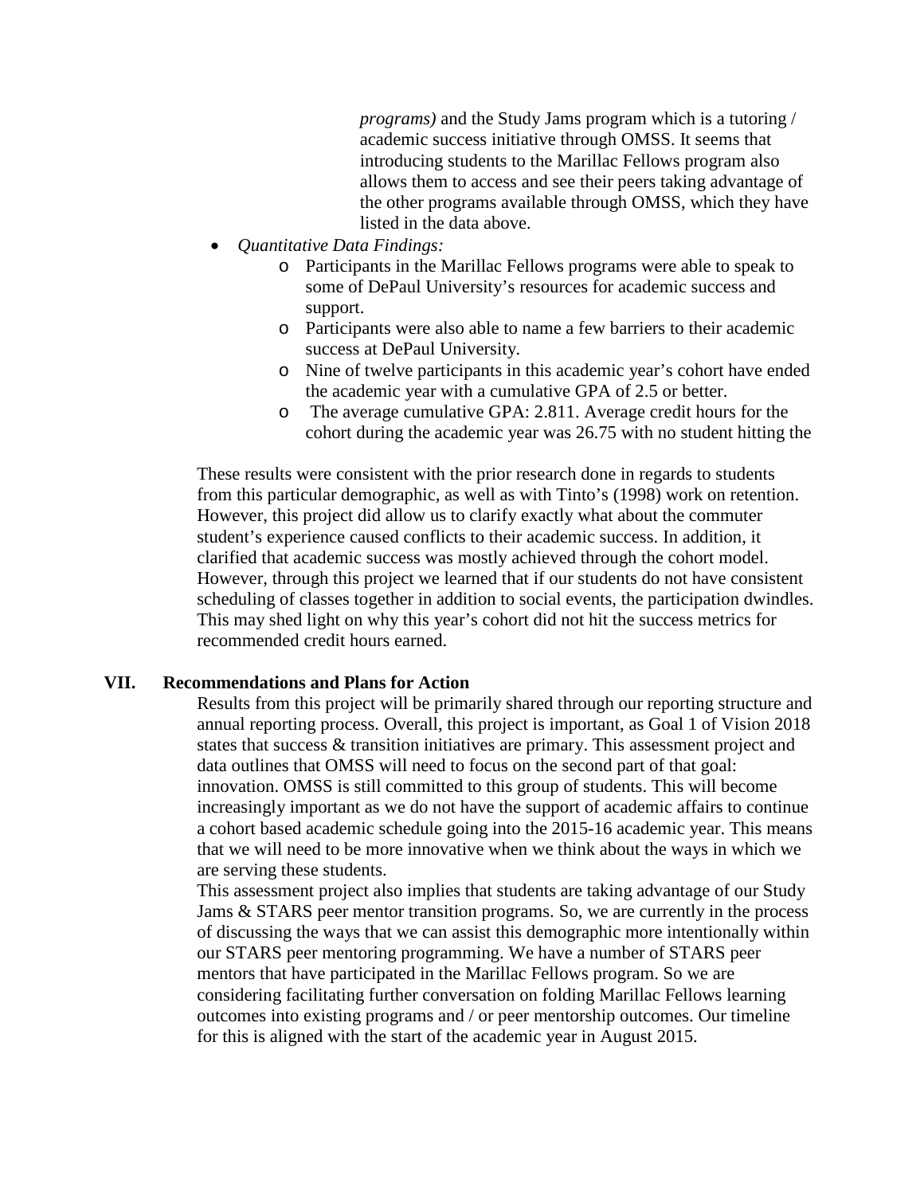*programs)* and the Study Jams program which is a tutoring / academic success initiative through OMSS. It seems that introducing students to the Marillac Fellows program also allows them to access and see their peers taking advantage of the other programs available through OMSS, which they have listed in the data above.

- *Quantitative Data Findings:*
    - Participants in the Marillac Fellows programs were able to speak to some of DePaul University's resources for academic success and support.
    - Participants were also able to name a few barriers to their academic success at DePaul University.
    - Nine of twelve participants in this academic year's cohort have ended the academic year with a cumulative GPA of 2.5 or better.
    - The average cumulative GPA: 2.811. Average credit hours for the cohort during the academic year was 26.75 with no student hitting the

These results were consistent with the prior research done in regards to students from this particular demographic, as well as with Tinto's (1998) work on retention. However, this project did allow us to clarify exactly what about the commuter student's experience caused conflicts to their academic success. In addition, it clarified that academic success was mostly achieved through the cohort model. However, through this project we learned that if our students do not have consistent scheduling of classes together in addition to social events, the participation dwindles. This may shed light on why this year's cohort did not hit the success metrics for recommended credit hours earned.

## VII. Recommendations and Plans for Action

Results from this project will be primarily shared through our reporting structure and annual reporting process. Overall, this project is important, as Goal 1 of Vision 2018 states that success & transition initiatives are primary. This assessment project and data outlines that OMSS will need to focus on the second part of that goal: innovation. OMSS is still committed to this group of students. This will become increasingly important as we do not have the support of academic affairs to continue a cohort based academic schedule going into the 2015-16 academic year. This means that we will need to be more innovative when we think about the ways in which we are serving these students.

This assessment project also implies that students are taking advantage of our Study Jams & STARS peer mentor transition programs. So, we are currently in the process of discussing the ways that we can assist this demographic more intentionally within our STARS peer mentoring programming. We have a number of STARS peer mentors that have participated in the Marillac Fellows program. So we are considering facilitating further conversation on folding Marillac Fellows learning outcomes into existing programs and / or peer mentorship outcomes. Our timeline for this is aligned with the start of the academic year in August 2015.